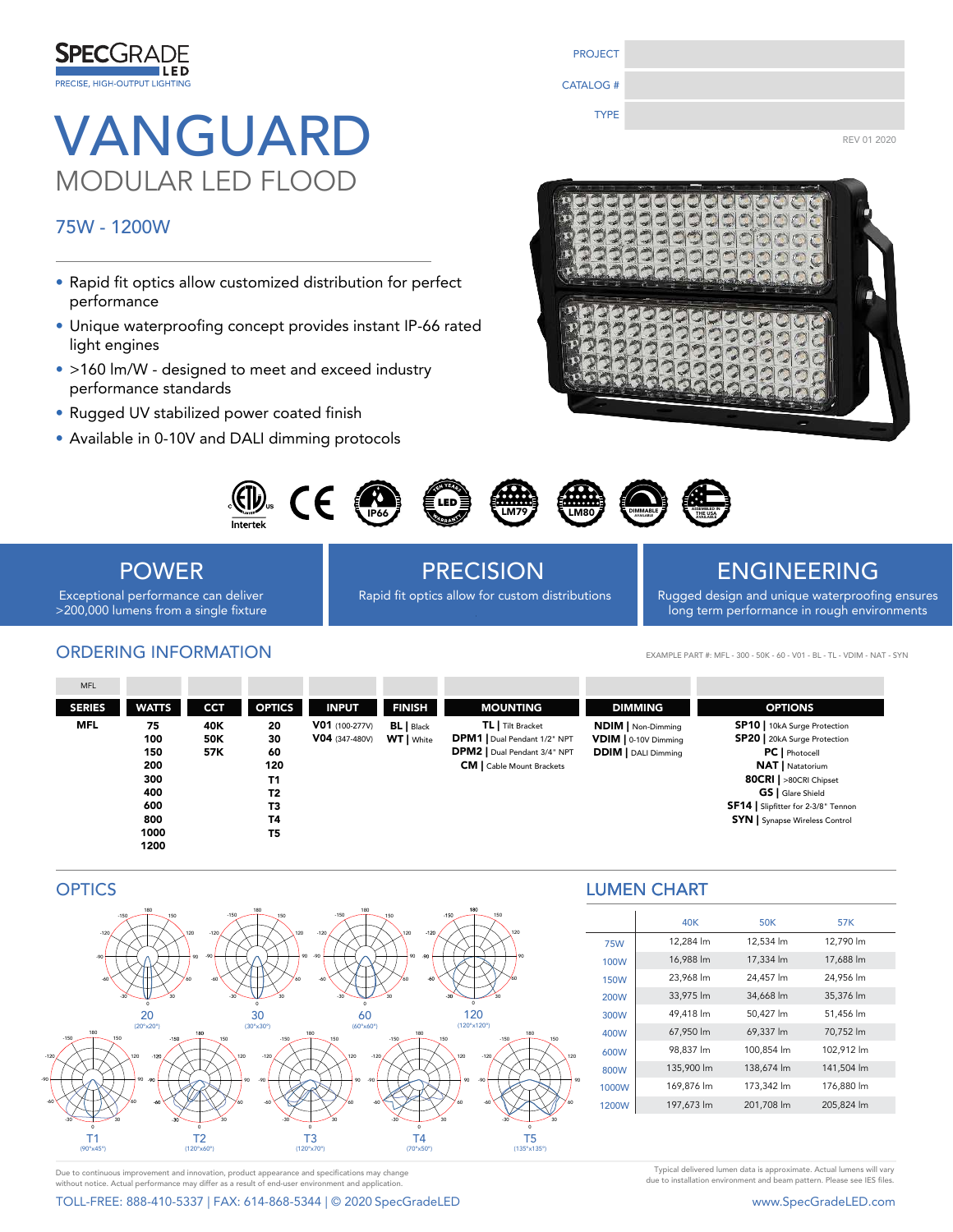SPECGRADE LED
PRECISE, HIGH-OUTPUT LIGHTING

| PROJECT | |
|---|---|
| CATALOG # | |
| TYPE | |

REV 01 2020

# VANGUARD

## MODULAR LED FLOOD

### 75W - 1200W

- Rapid fit optics allow customized distribution for perfect performance
- Unique waterproofing concept provides instant IP-66 rated light engines
- >160 lm/W - designed to meet and exceed industry performance standards
- Rugged UV stabilized power coated finish
- Available in 0-10V and DALI dimming protocols

Intertek · CE · IP66 · TEN YEAR LED WARRANTY · LM79 · LM80 · DIMMABLE AVAILABLE · ASSEMBLED IN THE USA AVAILABLE

## POWER

Exceptional performance can deliver >200,000 lumens from a single fixture

## PRECISION

Rapid fit optics allow for custom distributions

## ENGINEERING

Rugged design and unique waterproofing ensures long term performance in rough environments

## ORDERING INFORMATION

EXAMPLE PART #: MFL - 300 - 50K - 60 - V01 - BL - TL - VDIM - NAT - SYN

| MFL | | | | | | | | |
|---|---|---|---|---|---|---|---|---|
| **SERIES** | **WATTS** | **CCT** | **OPTICS** | **INPUT** | **FINISH** | **MOUNTING** | **DIMMING** | **OPTIONS** |
| **MFL** | **75** | **40K** | **20** | **V01** (100-277V) | **BL** \| Black | **TL** \| Tilt Bracket | **NDIM** \| Non-Dimming | **SP10** \| 10kA Surge Protection |
| | **100** | **50K** | **30** | **V04** (347-480V) | **WT** \| White | **DPM1** \| Dual Pendant 1/2" NPT | **VDIM** \| 0-10V Dimming | **SP20** \| 20kA Surge Protection |
| | **150** | **57K** | **60** | | | **DPM2** \| Dual Pendant 3/4" NPT | **DDIM** \| DALI Dimming | **PC** \| Photocell |
| | **200** | | **120** | | | **CM** \| Cable Mount Brackets | | **NAT** \| Natatorium |
| | **300** | | **T1** | | | | | **80CRI** \| >80CRI Chipset |
| | **400** | | **T2** | | | | | **GS** \| Glare Shield |
| | **600** | | **T3** | | | | | **SF14** \| Slipfitter for 2-3/8" Tennon |
| | **800** | | **T4** | | | | | **SYN** \| Synapse Wireless Control |
| | **1000** | | **T5** | | | | | |
| | **1200** | | | | | | | |

## OPTICS

20 (20°x20°) · 30 (30°x30°) · 60 (60°x60°) · 120 (120°x120°)

T1 (90°x45°) · T2 (120°x60°) · T3 (120°x70°) · T4 (70°x50°) · T5 (135°x135°)

## LUMEN CHART

| | 40K | 50K | 57K |
|---|---|---|---|
| 75W | 12,284 lm | 12,534 lm | 12,790 lm |
| 100W | 16,988 lm | 17,334 lm | 17,688 lm |
| 150W | 23,968 lm | 24,457 lm | 24,956 lm |
| 200W | 33,975 lm | 34,668 lm | 35,376 lm |
| 300W | 49,418 lm | 50,427 lm | 51,456 lm |
| 400W | 67,950 lm | 69,337 lm | 70,752 lm |
| 600W | 98,837 lm | 100,854 lm | 102,912 lm |
| 800W | 135,900 lm | 138,674 lm | 141,504 lm |
| 1000W | 169,876 lm | 173,342 lm | 176,880 lm |
| 1200W | 197,673 lm | 201,708 lm | 205,824 lm |

Due to continuous improvement and innovation, product appearance and specifications may change without notice. Actual performance may differ as a result of end-user environment and application.

Typical delivered lumen data is approximate. Actual lumens will vary due to installation environment and beam pattern. Please see IES files.

TOLL-FREE: 888-410-5337 | FAX: 614-868-5344 | © 2020 SpecGradeLED

www.SpecGradeLED.com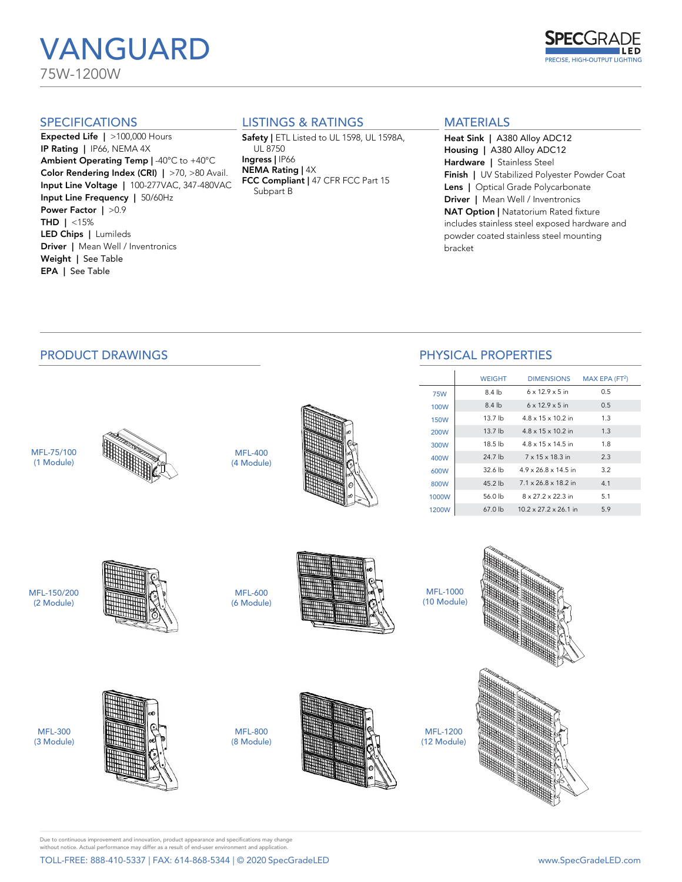# VANGUARD

75W-1200W

SPECGRADE LED
PRECISE, HIGH-OUTPUT LIGHTING

## SPECIFICATIONS

**Expected Life** | >100,000 Hours
**IP Rating** | IP66, NEMA 4X
**Ambient Operating Temp** | -40°C to +40°C
**Color Rendering Index (CRI)** | >70, >80 Avail.
**Input Line Voltage** | 100-277VAC, 347-480VAC
**Input Line Frequency** | 50/60Hz
**Power Factor** | >0.9
**THD** | <15%
**LED Chips** | Lumileds
**Driver** | Mean Well / Inventronics
**Weight** | See Table
**EPA** | See Table

## LISTINGS & RATINGS

**Safety** | ETL Listed to UL 1598, UL 1598A, UL 8750
**Ingress** | IP66
**NEMA Rating** | 4X
**FCC Compliant** | 47 CFR FCC Part 15 Subpart B

## MATERIALS

**Heat Sink** | A380 Alloy ADC12
**Housing** | A380 Alloy ADC12
**Hardware** | Stainless Steel
**Finish** | UV Stabilized Polyester Powder Coat
**Lens** | Optical Grade Polycarbonate
**Driver** | Mean Well / Inventronics
**NAT Option** | Natatorium Rated fixture includes stainless steel exposed hardware and powder coated stainless steel mounting bracket

## PRODUCT DRAWINGS

MFL-75/100 (1 Module)

MFL-400 (4 Module)

MFL-150/200 (2 Module)

MFL-600 (6 Module)

MFL-1000 (10 Module)

MFL-300 (3 Module)

MFL-800 (8 Module)

MFL-1200 (12 Module)

## PHYSICAL PROPERTIES

| | WEIGHT | DIMENSIONS | MAX EPA (FT²) |
|---|---|---|---|
| 75W | 8.4 lb | 6 x 12.9 x 5 in | 0.5 |
| 100W | 8.4 lb | 6 x 12.9 x 5 in | 0.5 |
| 150W | 13.7 lb | 4.8 x 15 x 10.2 in | 1.3 |
| 200W | 13.7 lb | 4.8 x 15 x 10.2 in | 1.3 |
| 300W | 18.5 lb | 4.8 x 15 x 14.5 in | 1.8 |
| 400W | 24.7 lb | 7 x 15 x 18.3 in | 2.3 |
| 600W | 32.6 lb | 4.9 x 26.8 x 14.5 in | 3.2 |
| 800W | 45.2 lb | 7.1 x 26.8 x 18.2 in | 4.1 |
| 1000W | 56.0 lb | 8 x 27.2 x 22.3 in | 5.1 |
| 1200W | 67.0 lb | 10.2 x 27.2 x 26.1 in | 5.9 |

Due to continuous improvement and innovation, product appearance and specifications may change without notice. Actual performance may differ as a result of end-user environment and application.

TOLL-FREE: 888-410-5337 | FAX: 614-868-5344 | © 2020 SpecGradeLED www.SpecGradeLED.com